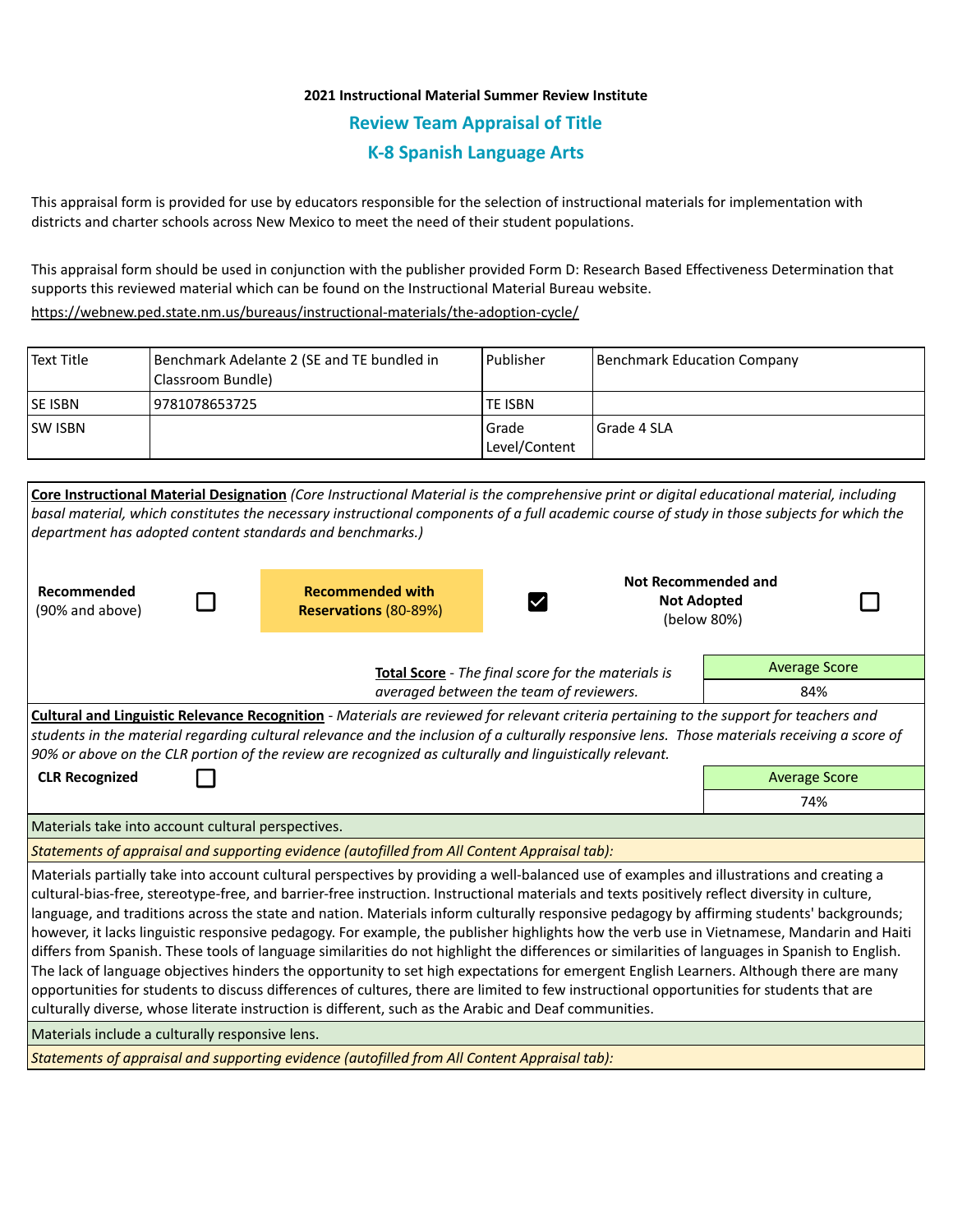**2021 Instructional Material Summer Review Institute**

## Review Team Appraisal of Title

## K-8 Spanish Language Arts

This appraisal form is provided for use by educators responsible for the selection of instructional materials for implementation with districts and charter schools across New Mexico to meet the need of their student populations.

This appraisal form should be used in conjunction with the publisher provided Form D: Research Based Effectiveness Determination that supports this reviewed material which can be found on the Instructional Material Bureau website.
https://webnew.ped.state.nm.us/bureaus/instructional-materials/the-adoption-cycle/

| Text Title | Benchmark Adelante 2 (SE and TE bundled in Classroom Bundle) | Publisher | Benchmark Education Company |
|---|---|---|---|
| SE ISBN | 9781078653725 | TE ISBN | |
| SW ISBN | | Grade Level/Content | Grade 4 SLA |

**Core Instructional Material Designation** *(Core Instructional Material is the comprehensive print or digital educational material, including basal material, which constitutes the necessary instructional components of a full academic course of study in those subjects for which the department has adopted content standards and benchmarks.)*

| **Recommended** (90% and above) | ☐ | **Recommended with Reservations** (80-89%) | ☑ | **Not Recommended and Not Adopted** (below 80%) | ☐ |
|---|---|---|---|---|---|

**Total Score** - *The final score for the materials is averaged between the team of reviewers.*

| Average Score |
|---|
| 84% |

**Cultural and Linguistic Relevance Recognition** - *Materials are reviewed for relevant criteria pertaining to the support for teachers and students in the material regarding cultural relevance and the inclusion of a culturally responsive lens. Those materials receiving a score of 90% or above on the CLR portion of the review are recognized as culturally and linguistically relevant.*

**CLR Recognized** ☐

| Average Score |
|---|
| 74% |

Materials take into account cultural perspectives.

*Statements of appraisal and supporting evidence (autofilled from All Content Appraisal tab):*

Materials partially take into account cultural perspectives by providing a well-balanced use of examples and illustrations and creating a cultural-bias-free, stereotype-free, and barrier-free instruction. Instructional materials and texts positively reflect diversity in culture, language, and traditions across the state and nation. Materials inform culturally responsive pedagogy by affirming students' backgrounds; however, it lacks linguistic responsive pedagogy. For example, the publisher highlights how the verb use in Vietnamese, Mandarin and Haiti differs from Spanish. These tools of language similarities do not highlight the differences or similarities of languages in Spanish to English. The lack of language objectives hinders the opportunity to set high expectations for emergent English Learners. Although there are many opportunities for students to discuss differences of cultures, there are limited to few instructional opportunities for students that are culturally diverse, whose literate instruction is different, such as the Arabic and Deaf communities.

Materials include a culturally responsive lens.

*Statements of appraisal and supporting evidence (autofilled from All Content Appraisal tab):*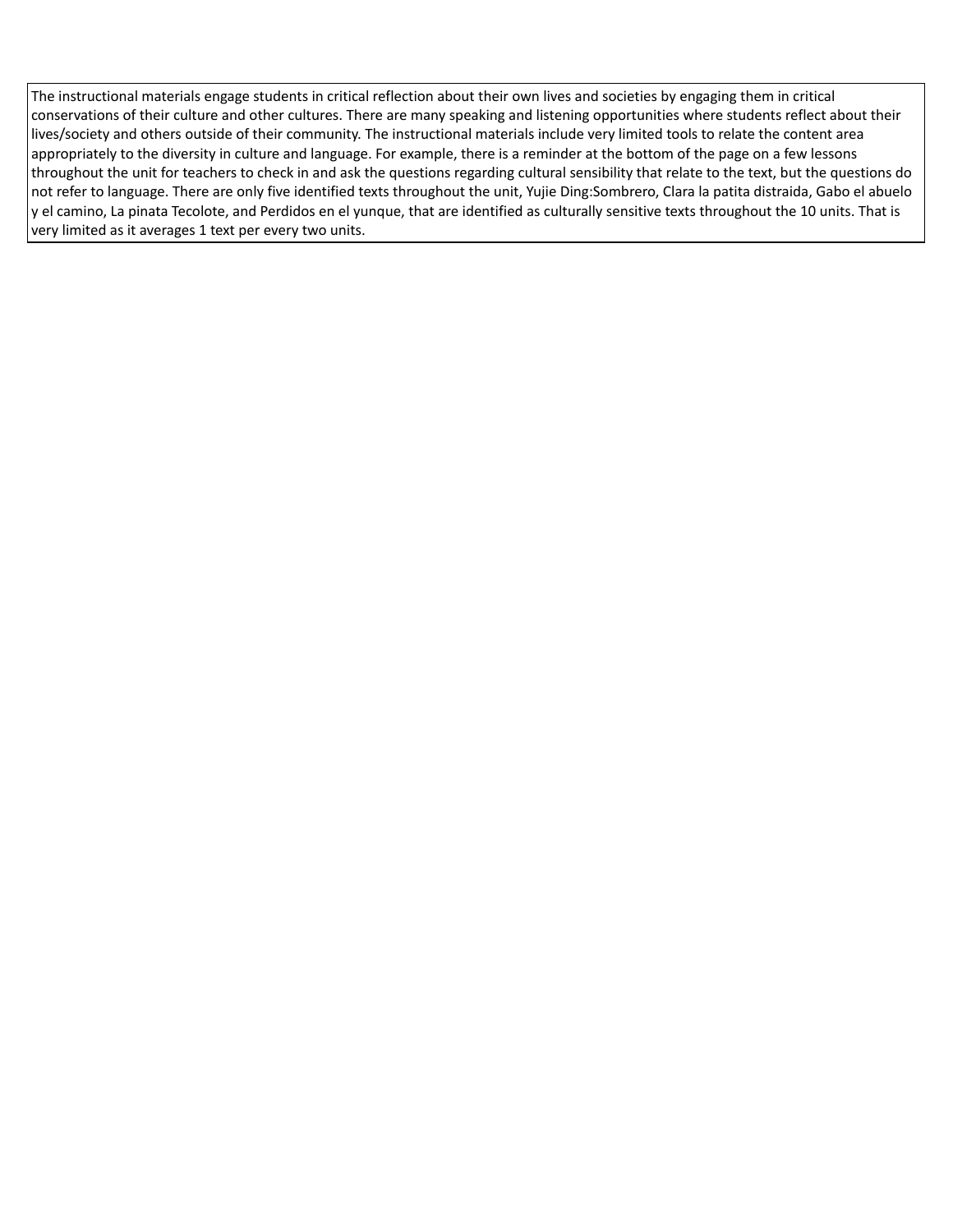The instructional materials engage students in critical reflection about their own lives and societies by engaging them in critical conservations of their culture and other cultures. There are many speaking and listening opportunities where students reflect about their lives/society and others outside of their community. The instructional materials include very limited tools to relate the content area appropriately to the diversity in culture and language. For example, there is a reminder at the bottom of the page on a few lessons throughout the unit for teachers to check in and ask the questions regarding cultural sensibility that relate to the text, but the questions do not refer to language. There are only five identified texts throughout the unit, Yujie Ding:Sombrero, Clara la patita distraida, Gabo el abuelo y el camino, La pinata Tecolote, and Perdidos en el yunque, that are identified as culturally sensitive texts throughout the 10 units. That is very limited as it averages 1 text per every two units.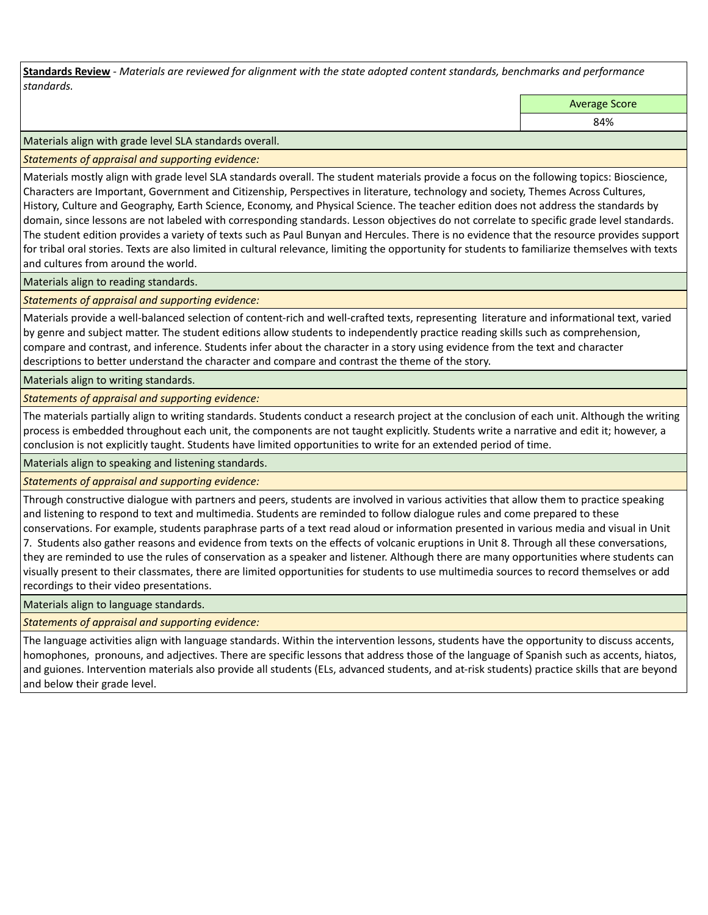**Standards Review** - *Materials are reviewed for alignment with the state adopted content standards, benchmarks and performance standards.*

| | Average Score |
|---|---|
| | 84% |

Materials align with grade level SLA standards overall.

*Statements of appraisal and supporting evidence:*

Materials mostly align with grade level SLA standards overall. The student materials provide a focus on the following topics: Bioscience, Characters are Important, Government and Citizenship, Perspectives in literature, technology and society, Themes Across Cultures, History, Culture and Geography, Earth Science, Economy, and Physical Science. The teacher edition does not address the standards by domain, since lessons are not labeled with corresponding standards. Lesson objectives do not correlate to specific grade level standards. The student edition provides a variety of texts such as Paul Bunyan and Hercules. There is no evidence that the resource provides support for tribal oral stories. Texts are also limited in cultural relevance, limiting the opportunity for students to familiarize themselves with texts and cultures from around the world.

Materials align to reading standards.

*Statements of appraisal and supporting evidence:*

Materials provide a well-balanced selection of content-rich and well-crafted texts, representing literature and informational text, varied by genre and subject matter. The student editions allow students to independently practice reading skills such as comprehension, compare and contrast, and inference. Students infer about the character in a story using evidence from the text and character descriptions to better understand the character and compare and contrast the theme of the story.

Materials align to writing standards.

*Statements of appraisal and supporting evidence:*

The materials partially align to writing standards. Students conduct a research project at the conclusion of each unit. Although the writing process is embedded throughout each unit, the components are not taught explicitly. Students write a narrative and edit it; however, a conclusion is not explicitly taught. Students have limited opportunities to write for an extended period of time.

Materials align to speaking and listening standards.

*Statements of appraisal and supporting evidence:*

Through constructive dialogue with partners and peers, students are involved in various activities that allow them to practice speaking and listening to respond to text and multimedia. Students are reminded to follow dialogue rules and come prepared to these conservations. For example, students paraphrase parts of a text read aloud or information presented in various media and visual in Unit 7. Students also gather reasons and evidence from texts on the effects of volcanic eruptions in Unit 8. Through all these conversations, they are reminded to use the rules of conservation as a speaker and listener. Although there are many opportunities where students can visually present to their classmates, there are limited opportunities for students to use multimedia sources to record themselves or add recordings to their video presentations.

Materials align to language standards.

*Statements of appraisal and supporting evidence:*

The language activities align with language standards. Within the intervention lessons, students have the opportunity to discuss accents, homophones, pronouns, and adjectives. There are specific lessons that address those of the language of Spanish such as accents, hiatos, and guiones. Intervention materials also provide all students (ELs, advanced students, and at-risk students) practice skills that are beyond and below their grade level.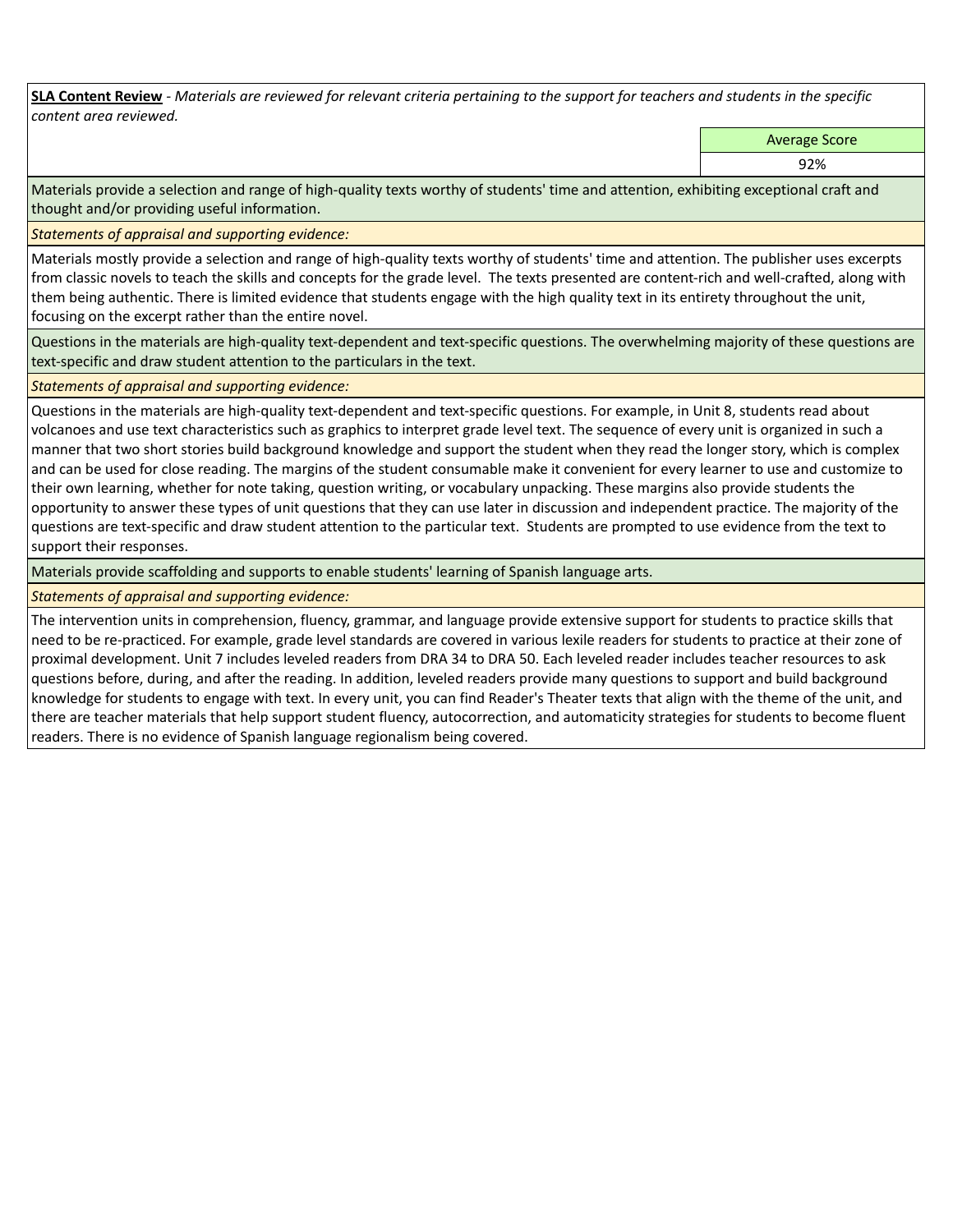**SLA Content Review** - *Materials are reviewed for relevant criteria pertaining to the support for teachers and students in the specific content area reviewed.*

| | Average Score |
|---|---|
| | 92% |

Materials provide a selection and range of high-quality texts worthy of students' time and attention, exhibiting exceptional craft and thought and/or providing useful information.

*Statements of appraisal and supporting evidence:*

Materials mostly provide a selection and range of high-quality texts worthy of students' time and attention. The publisher uses excerpts from classic novels to teach the skills and concepts for the grade level. The texts presented are content-rich and well-crafted, along with them being authentic. There is limited evidence that students engage with the high quality text in its entirety throughout the unit, focusing on the excerpt rather than the entire novel.

Questions in the materials are high-quality text-dependent and text-specific questions. The overwhelming majority of these questions are text-specific and draw student attention to the particulars in the text.

*Statements of appraisal and supporting evidence:*

Questions in the materials are high-quality text-dependent and text-specific questions. For example, in Unit 8, students read about volcanoes and use text characteristics such as graphics to interpret grade level text. The sequence of every unit is organized in such a manner that two short stories build background knowledge and support the student when they read the longer story, which is complex and can be used for close reading. The margins of the student consumable make it convenient for every learner to use and customize to their own learning, whether for note taking, question writing, or vocabulary unpacking. These margins also provide students the opportunity to answer these types of unit questions that they can use later in discussion and independent practice. The majority of the questions are text-specific and draw student attention to the particular text. Students are prompted to use evidence from the text to support their responses.

Materials provide scaffolding and supports to enable students' learning of Spanish language arts.

*Statements of appraisal and supporting evidence:*

The intervention units in comprehension, fluency, grammar, and language provide extensive support for students to practice skills that need to be re-practiced. For example, grade level standards are covered in various lexile readers for students to practice at their zone of proximal development. Unit 7 includes leveled readers from DRA 34 to DRA 50. Each leveled reader includes teacher resources to ask questions before, during, and after the reading. In addition, leveled readers provide many questions to support and build background knowledge for students to engage with text. In every unit, you can find Reader's Theater texts that align with the theme of the unit, and there are teacher materials that help support student fluency, autocorrection, and automaticity strategies for students to become fluent readers. There is no evidence of Spanish language regionalism being covered.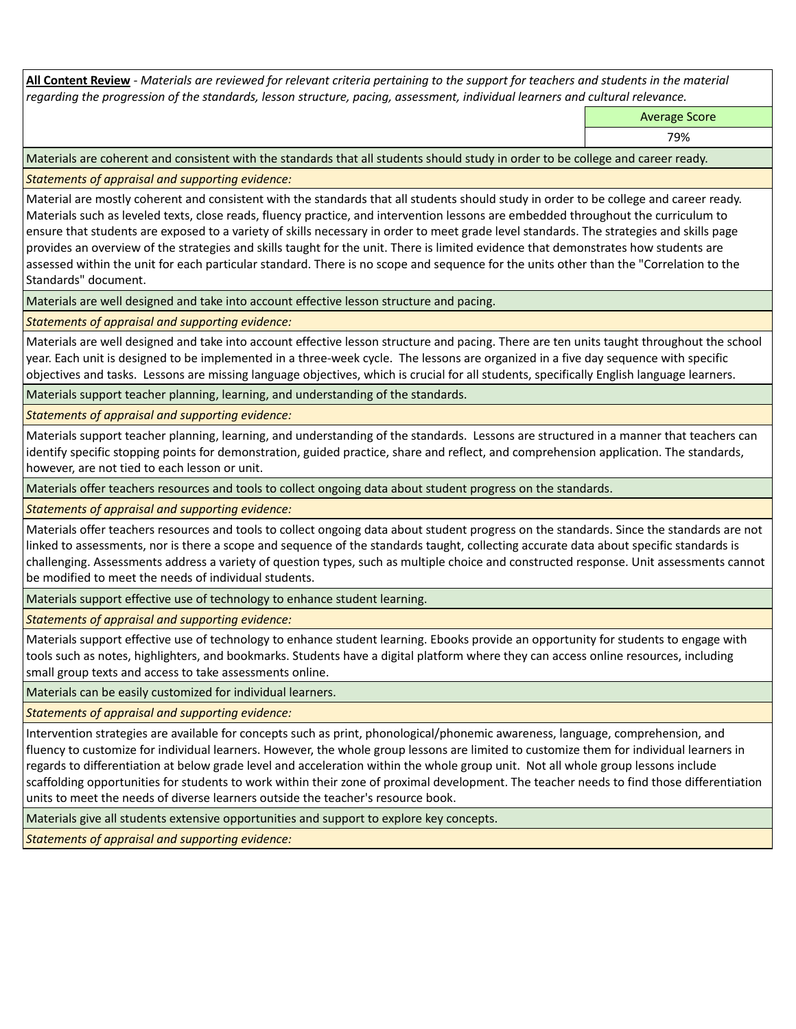**All Content Review** - *Materials are reviewed for relevant criteria pertaining to the support for teachers and students in the material regarding the progression of the standards, lesson structure, pacing, assessment, individual learners and cultural relevance.*

| Average Score |
|---|
| 79% |

Materials are coherent and consistent with the standards that all students should study in order to be college and career ready.

*Statements of appraisal and supporting evidence:*

Material are mostly coherent and consistent with the standards that all students should study in order to be college and career ready. Materials such as leveled texts, close reads, fluency practice, and intervention lessons are embedded throughout the curriculum to ensure that students are exposed to a variety of skills necessary in order to meet grade level standards. The strategies and skills page provides an overview of the strategies and skills taught for the unit. There is limited evidence that demonstrates how students are assessed within the unit for each particular standard. There is no scope and sequence for the units other than the "Correlation to the Standards" document.

Materials are well designed and take into account effective lesson structure and pacing.

*Statements of appraisal and supporting evidence:*

Materials are well designed and take into account effective lesson structure and pacing. There are ten units taught throughout the school year. Each unit is designed to be implemented in a three-week cycle. The lessons are organized in a five day sequence with specific objectives and tasks. Lessons are missing language objectives, which is crucial for all students, specifically English language learners.

Materials support teacher planning, learning, and understanding of the standards.

*Statements of appraisal and supporting evidence:*

Materials support teacher planning, learning, and understanding of the standards. Lessons are structured in a manner that teachers can identify specific stopping points for demonstration, guided practice, share and reflect, and comprehension application. The standards, however, are not tied to each lesson or unit.

Materials offer teachers resources and tools to collect ongoing data about student progress on the standards.

*Statements of appraisal and supporting evidence:*

Materials offer teachers resources and tools to collect ongoing data about student progress on the standards. Since the standards are not linked to assessments, nor is there a scope and sequence of the standards taught, collecting accurate data about specific standards is challenging. Assessments address a variety of question types, such as multiple choice and constructed response. Unit assessments cannot be modified to meet the needs of individual students.

Materials support effective use of technology to enhance student learning.

*Statements of appraisal and supporting evidence:*

Materials support effective use of technology to enhance student learning. Ebooks provide an opportunity for students to engage with tools such as notes, highlighters, and bookmarks. Students have a digital platform where they can access online resources, including small group texts and access to take assessments online.

Materials can be easily customized for individual learners.

*Statements of appraisal and supporting evidence:*

Intervention strategies are available for concepts such as print, phonological/phonemic awareness, language, comprehension, and fluency to customize for individual learners. However, the whole group lessons are limited to customize them for individual learners in regards to differentiation at below grade level and acceleration within the whole group unit. Not all whole group lessons include scaffolding opportunities for students to work within their zone of proximal development. The teacher needs to find those differentiation units to meet the needs of diverse learners outside the teacher's resource book.

Materials give all students extensive opportunities and support to explore key concepts.

*Statements of appraisal and supporting evidence:*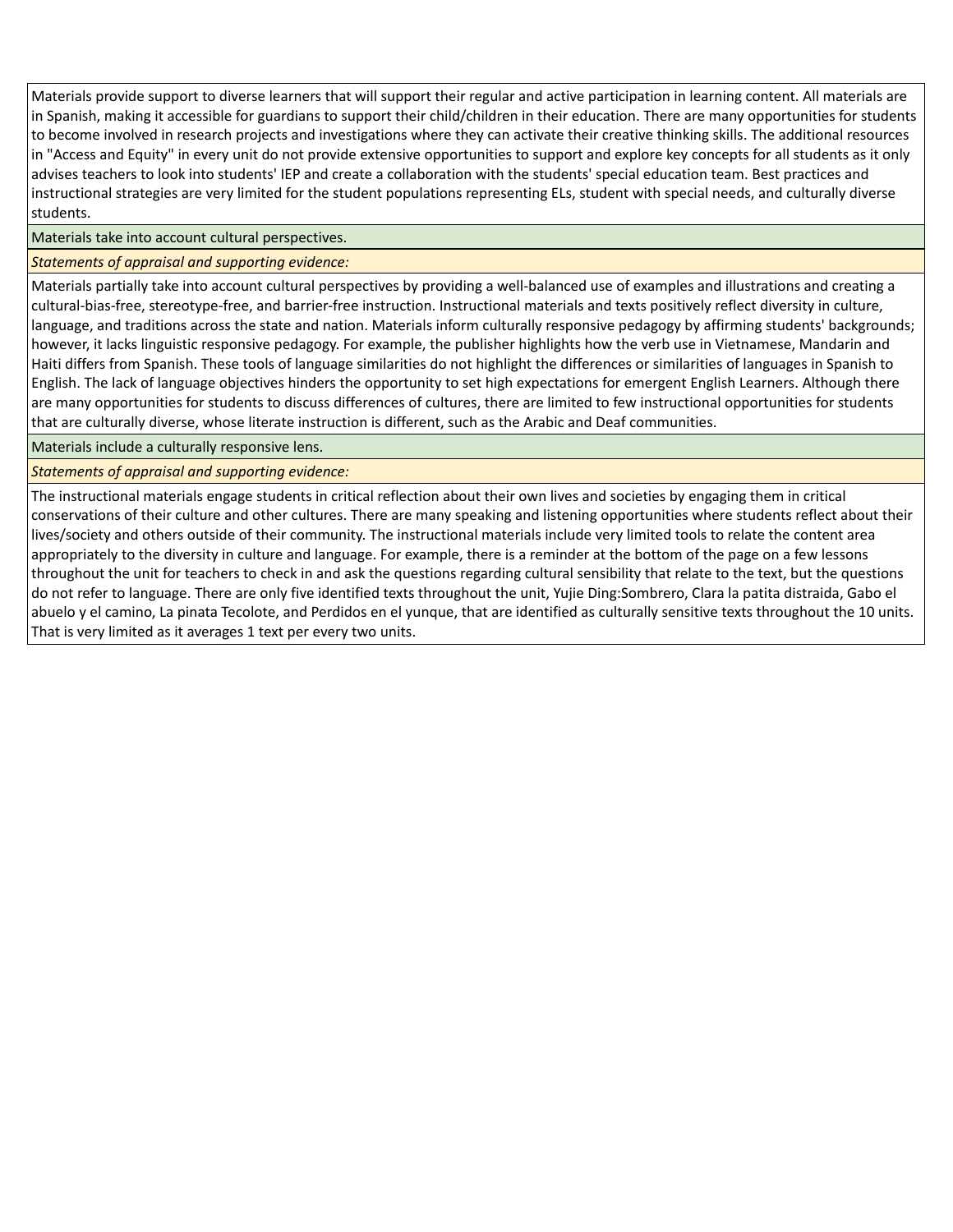Materials provide support to diverse learners that will support their regular and active participation in learning content. All materials are in Spanish, making it accessible for guardians to support their child/children in their education. There are many opportunities for students to become involved in research projects and investigations where they can activate their creative thinking skills. The additional resources in "Access and Equity" in every unit do not provide extensive opportunities to support and explore key concepts for all students as it only advises teachers to look into students' IEP and create a collaboration with the students' special education team. Best practices and instructional strategies are very limited for the student populations representing ELs, student with special needs, and culturally diverse students.

Materials take into account cultural perspectives.

*Statements of appraisal and supporting evidence:*

Materials partially take into account cultural perspectives by providing a well-balanced use of examples and illustrations and creating a cultural-bias-free, stereotype-free, and barrier-free instruction. Instructional materials and texts positively reflect diversity in culture, language, and traditions across the state and nation. Materials inform culturally responsive pedagogy by affirming students' backgrounds; however, it lacks linguistic responsive pedagogy. For example, the publisher highlights how the verb use in Vietnamese, Mandarin and Haiti differs from Spanish. These tools of language similarities do not highlight the differences or similarities of languages in Spanish to English. The lack of language objectives hinders the opportunity to set high expectations for emergent English Learners. Although there are many opportunities for students to discuss differences of cultures, there are limited to few instructional opportunities for students that are culturally diverse, whose literate instruction is different, such as the Arabic and Deaf communities.

Materials include a culturally responsive lens.

*Statements of appraisal and supporting evidence:*

The instructional materials engage students in critical reflection about their own lives and societies by engaging them in critical conservations of their culture and other cultures. There are many speaking and listening opportunities where students reflect about their lives/society and others outside of their community. The instructional materials include very limited tools to relate the content area appropriately to the diversity in culture and language. For example, there is a reminder at the bottom of the page on a few lessons throughout the unit for teachers to check in and ask the questions regarding cultural sensibility that relate to the text, but the questions do not refer to language. There are only five identified texts throughout the unit, Yujie Ding:Sombrero, Clara la patita distraida, Gabo el abuelo y el camino, La pinata Tecolote, and Perdidos en el yunque, that are identified as culturally sensitive texts throughout the 10 units. That is very limited as it averages 1 text per every two units.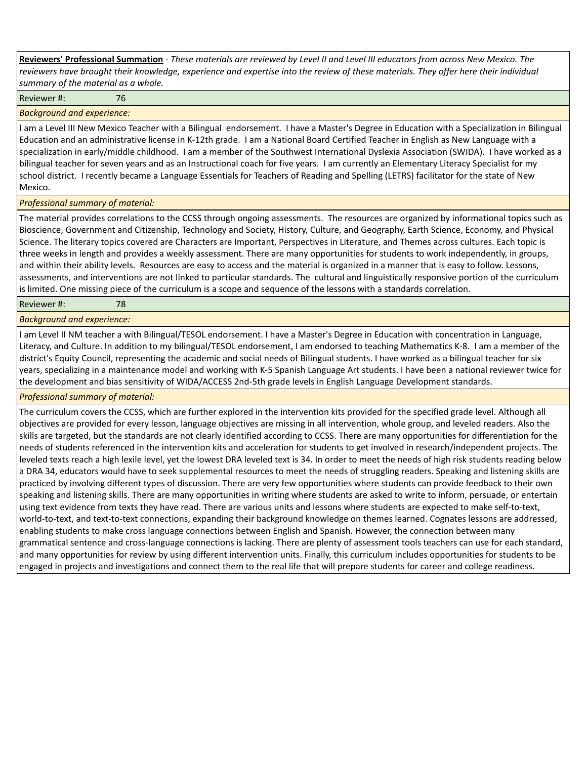**Reviewers' Professional Summation** - *These materials are reviewed by Level II and Level III educators from across New Mexico. The reviewers have brought their knowledge, experience and expertise into the review of these materials. They offer here their individual summary of the material as a whole.*

Reviewer #: 76

*Background and experience:*

I am a Level III New Mexico Teacher with a Bilingual endorsement. I have a Master's Degree in Education with a Specialization in Bilingual Education and an administrative license in K-12th grade. I am a National Board Certified Teacher in English as New Language with a specialization in early/middle childhood. I am a member of the Southwest International Dyslexia Association (SWIDA). I have worked as a bilingual teacher for seven years and as an Instructional coach for five years. I am currently an Elementary Literacy Specialist for my school district. I recently became a Language Essentials for Teachers of Reading and Spelling (LETRS) facilitator for the state of New Mexico.

*Professional summary of material:*

The material provides correlations to the CCSS through ongoing assessments. The resources are organized by informational topics such as Bioscience, Government and Citizenship, Technology and Society, History, Culture, and Geography, Earth Science, Economy, and Physical Science. The literary topics covered are Characters are Important, Perspectives in Literature, and Themes across cultures. Each topic is three weeks in length and provides a weekly assessment. There are many opportunities for students to work independently, in groups, and within their ability levels. Resources are easy to access and the material is organized in a manner that is easy to follow. Lessons, assessments, and interventions are not linked to particular standards. The cultural and linguistically responsive portion of the curriculum is limited. One missing piece of the curriculum is a scope and sequence of the lessons with a standards correlation.

Reviewer #: 78

*Background and experience:*

I am Level II NM teacher a with Bilingual/TESOL endorsement. I have a Master's Degree in Education with concentration in Language, Literacy, and Culture. In addition to my bilingual/TESOL endorsement, I am endorsed to teaching Mathematics K-8. I am a member of the district's Equity Council, representing the academic and social needs of Bilingual students. I have worked as a bilingual teacher for six years, specializing in a maintenance model and working with K-5 Spanish Language Art students. I have been a national reviewer twice for the development and bias sensitivity of WIDA/ACCESS 2nd-5th grade levels in English Language Development standards.

*Professional summary of material:*

The curriculum covers the CCSS, which are further explored in the intervention kits provided for the specified grade level. Although all objectives are provided for every lesson, language objectives are missing in all intervention, whole group, and leveled readers. Also the skills are targeted, but the standards are not clearly identified according to CCSS. There are many opportunities for differentiation for the needs of students referenced in the intervention kits and acceleration for students to get involved in research/independent projects. The leveled texts reach a high lexile level, yet the lowest DRA leveled text is 34. In order to meet the needs of high risk students reading below a DRA 34, educators would have to seek supplemental resources to meet the needs of struggling readers. Speaking and listening skills are practiced by involving different types of discussion. There are very few opportunities where students can provide feedback to their own speaking and listening skills. There are many opportunities in writing where students are asked to write to inform, persuade, or entertain using text evidence from texts they have read. There are various units and lessons where students are expected to make self-to-text, world-to-text, and text-to-text connections, expanding their background knowledge on themes learned. Cognates lessons are addressed, enabling students to make cross language connections between English and Spanish. However, the connection between many grammatical sentence and cross-language connections is lacking. There are plenty of assessment tools teachers can use for each standard, and many opportunities for review by using different intervention units. Finally, this curriculum includes opportunities for students to be engaged in projects and investigations and connect them to the real life that will prepare students for career and college readiness.